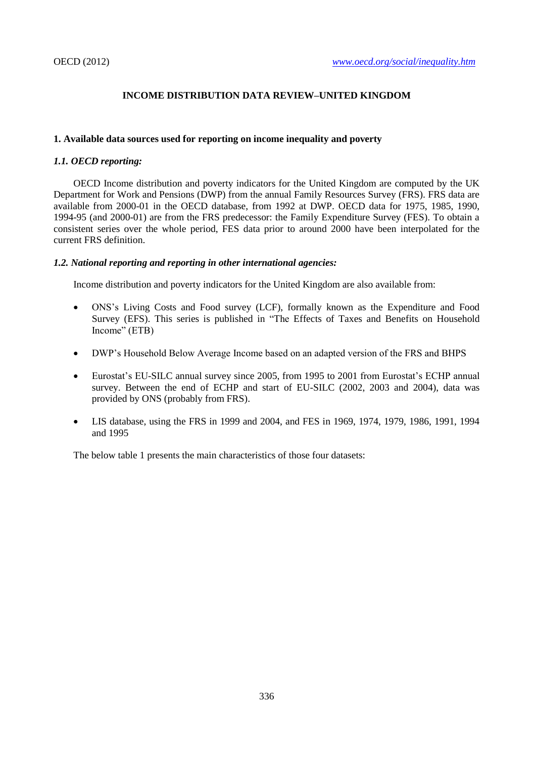# INCOME DISTRIBUTION DATA REVIEW–UNITED KINGDOM

## 1. Available data sources used for reporting on income inequality and poverty

### *1.1. OECD reporting:*

OECD Income distribution and poverty indicators for the United Kingdom are computed by the UK Department for Work and Pensions (DWP) from the annual Family Resources Survey (FRS). FRS data are available from 2000-01 in the OECD database, from 1992 at DWP. OECD data for 1975, 1985, 1990, 1994-95 (and 2000-01) are from the FRS predecessor: the Family Expenditure Survey (FES). To obtain a consistent series over the whole period, FES data prior to around 2000 have been interpolated for the current FRS definition.

### *1.2. National reporting and reporting in other international agencies:*

Income distribution and poverty indicators for the United Kingdom are also available from:

- ONS's Living Costs and Food survey (LCF), formally known as the Expenditure and Food Survey (EFS). This series is published in "The Effects of Taxes and Benefits on Household Income" (ETB)
- DWP's Household Below Average Income based on an adapted version of the FRS and BHPS
- Eurostat's EU-SILC annual survey since 2005, from 1995 to 2001 from Eurostat's ECHP annual survey. Between the end of ECHP and start of EU-SILC (2002, 2003 and 2004), data was provided by ONS (probably from FRS).
- LIS database, using the FRS in 1999 and 2004, and FES in 1969, 1974, 1979, 1986, 1991, 1994 and 1995

The below table 1 presents the main characteristics of those four datasets: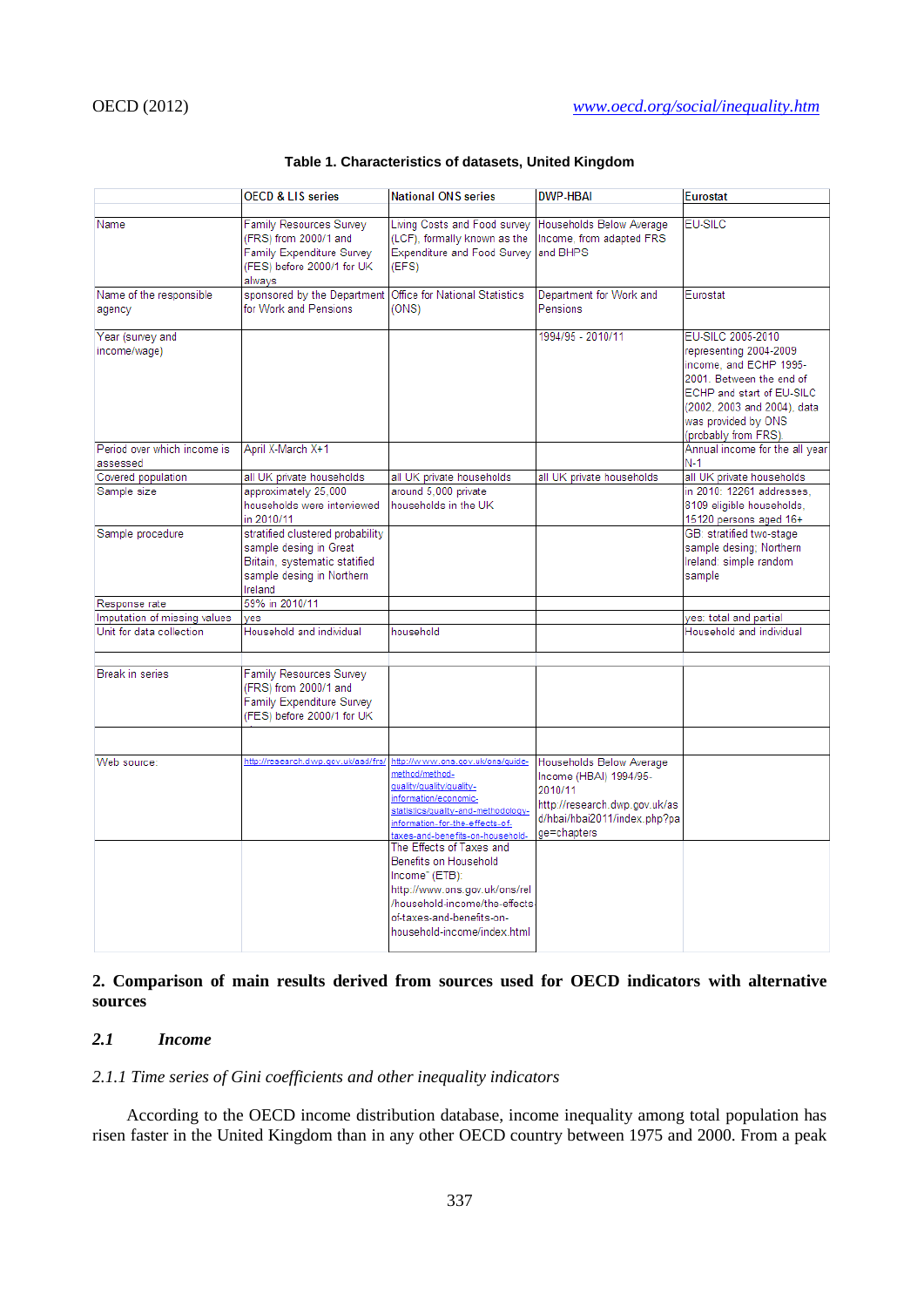**Table 1. Characteristics of datasets, United Kingdom**

| | OECD & LIS series | National ONS series | DWP-HBAI | Eurostat |
|---|---|---|---|---|
| Name | Family Resources Survey (FRS) from 2000/1 and Family Expenditure Survey (FES) before 2000/1 for UK always | Living Costs and Food survey (LCF), formally known as the Expenditure and Food Survey (EFS) | Households Below Average Income, from adapted FRS and BHPS | EU-SILC |
| Name of the responsible agency | sponsored by the Department for Work and Pensions | Office for National Statistics (ONS) | Department for Work and Pensions | Eurostat |
| Year (survey and income/wage) | | | 1994/95 - 2010/11 | EU-SILC 2005-2010 representing 2004-2009 income, and ECHP 1995-2001. Between the end of ECHP and start of EU-SILC (2002, 2003 and 2004), data was provided by ONS (probably from FRS). |
| Period over which income is assessed | April X-March X+1 | | | Annual income for the all year N-1 |
| Covered population | all UK private households | all UK private households | all UK private households | all UK private households |
| Sample size | approximately 25,000 households were interviewed in 2010/11 | around 5,000 private households in the UK | | in 2010: 12261 addresses, 8109 eligible households, 15120 persons aged 16+ |
| Sample procedure | stratified clustered probability sample desing in Great Britain, systematic statified sample desing in Northern Ireland | | | GB: stratified two-stage sample desing; Northern Ireland: simple random sample |
| Response rate | 59% in 2010/11 | | | |
| Imputation of missing values | yes | | | yes: total and partial |
| Unit for data collection | Household and individual | household | | Household and individual |
| Break in series | Family Resources Survey (FRS) from 2000/1 and Family Expenditure Survey (FES) before 2000/1 for UK | | | |
| Web source: | http://research.dwp.gov.uk/asd/frs/ | http://www.ons.gov.uk/ons/guide-method/method-quality/quality/quality-information/economic-statistics/quality-and-methodology-information-for-the-effects-of-taxes-and-benefits-on-household- | Households Below Average Income (HBAI) 1994/95-2010/11 http://research.dwp.gov.uk/asd/hbai/hbai2011/index.php?page=chapters | |
| | | The Effects of Taxes and Benefits on Household Income" (ETB): http://www.ons.gov.uk/ons/rel/household-income/the-effects-of-taxes-and-benefits-on-household-income/index.html | | |

## 2. Comparison of main results derived from sources used for OECD indicators with alternative sources

### *2.1 Income*

#### *2.1.1 Time series of Gini coefficients and other inequality indicators*

According to the OECD income distribution database, income inequality among total population has risen faster in the United Kingdom than in any other OECD country between 1975 and 2000. From a peak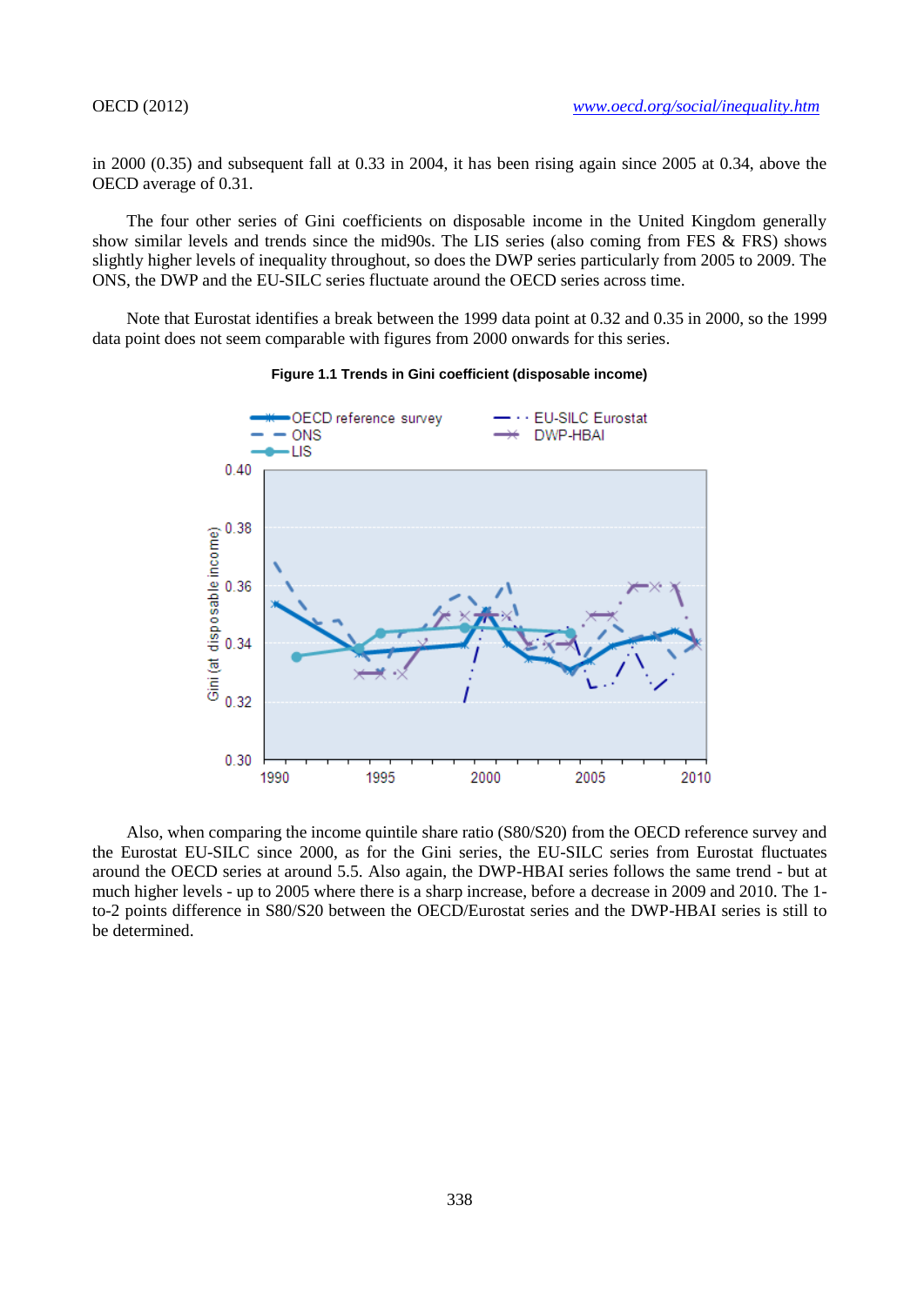in 2000 (0.35) and subsequent fall at 0.33 in 2004, it has been rising again since 2005 at 0.34, above the OECD average of 0.31.

The four other series of Gini coefficients on disposable income in the United Kingdom generally show similar levels and trends since the mid90s. The LIS series (also coming from FES & FRS) shows slightly higher levels of inequality throughout, so does the DWP series particularly from 2005 to 2009. The ONS, the DWP and the EU-SILC series fluctuate around the OECD series across time.

Note that Eurostat identifies a break between the 1999 data point at 0.32 and 0.35 in 2000, so the 1999 data point does not seem comparable with figures from 2000 onwards for this series.

**Figure 1.1 Trends in Gini coefficient (disposable income)**

Also, when comparing the income quintile share ratio (S80/S20) from the OECD reference survey and the Eurostat EU-SILC since 2000, as for the Gini series, the EU-SILC series from Eurostat fluctuates around the OECD series at around 5.5. Also again, the DWP-HBAI series follows the same trend - but at much higher levels - up to 2005 where there is a sharp increase, before a decrease in 2009 and 2010. The 1-to-2 points difference in S80/S20 between the OECD/Eurostat series and the DWP-HBAI series is still to be determined.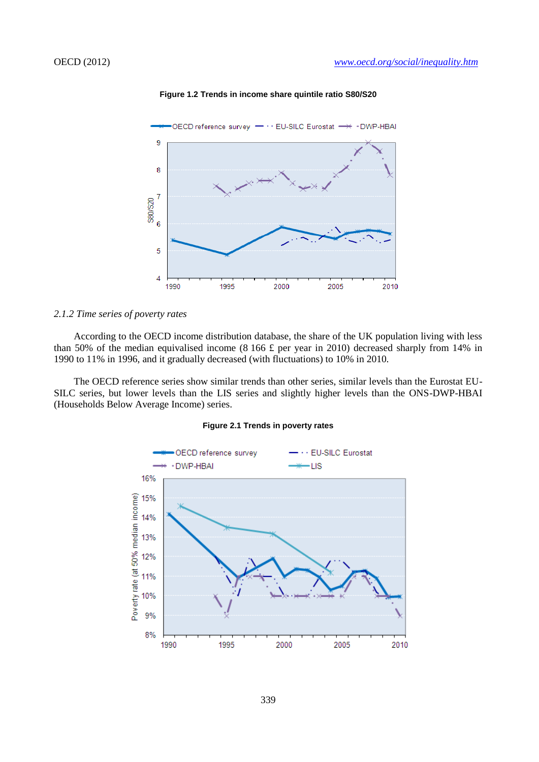**Figure 1.2 Trends in income share quintile ratio S80/S20**

*2.1.2 Time series of poverty rates*

According to the OECD income distribution database, the share of the UK population living with less than 50% of the median equivalised income (8 166 £ per year in 2010) decreased sharply from 14% in 1990 to 11% in 1996, and it gradually decreased (with fluctuations) to 10% in 2010.

The OECD reference series show similar trends than other series, similar levels than the Eurostat EU-SILC series, but lower levels than the LIS series and slightly higher levels than the ONS-DWP-HBAI (Households Below Average Income) series.

**Figure 2.1 Trends in poverty rates**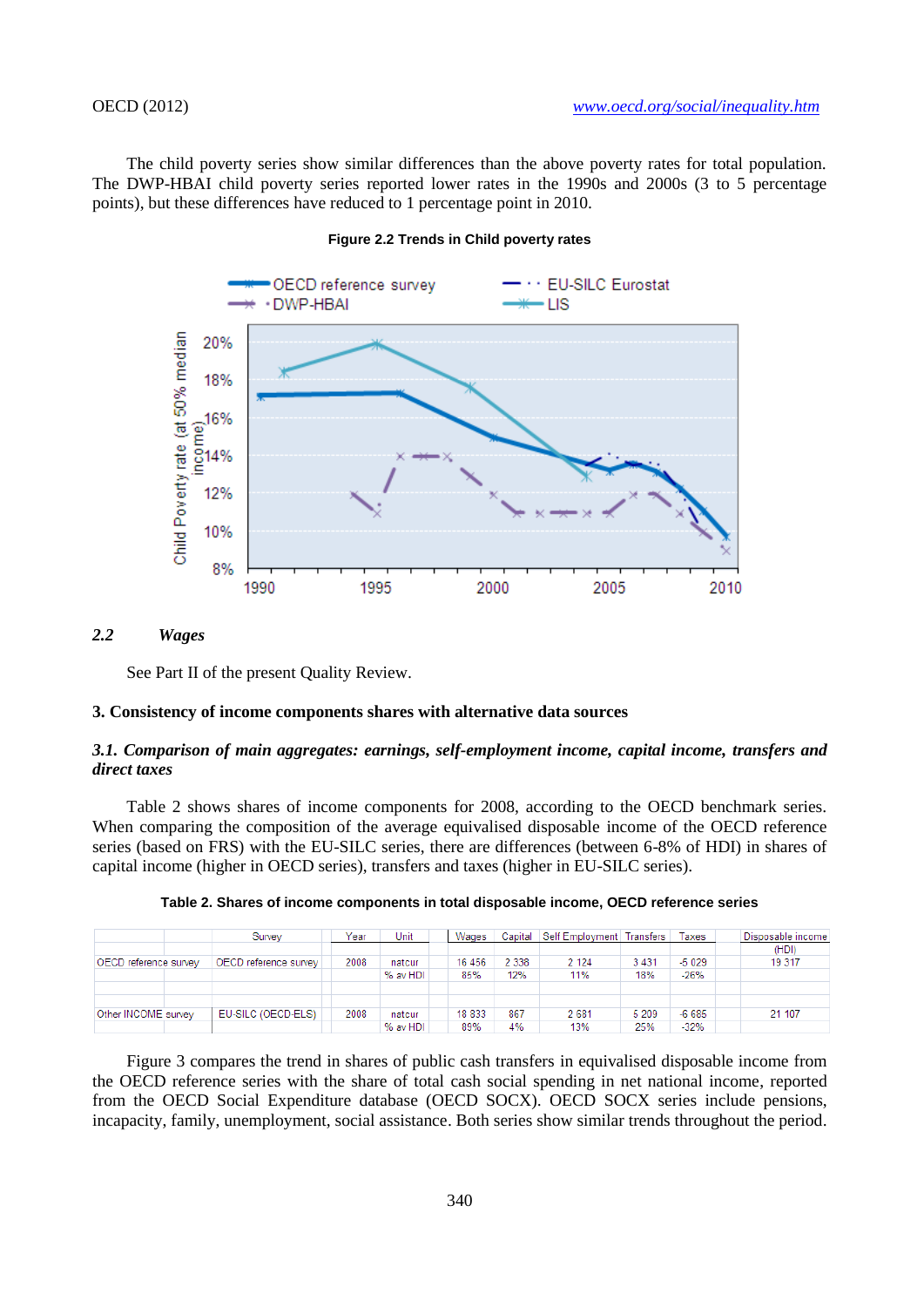The child poverty series show similar differences than the above poverty rates for total population. The DWP-HBAI child poverty series reported lower rates in the 1990s and 2000s (3 to 5 percentage points), but these differences have reduced to 1 percentage point in 2010.

**Figure 2.2 Trends in Child poverty rates**

### *2.2 Wages*

See Part II of the present Quality Review.

### 3. Consistency of income components shares with alternative data sources

#### *3.1. Comparison of main aggregates: earnings, self-employment income, capital income, transfers and direct taxes*

Table 2 shows shares of income components for 2008, according to the OECD benchmark series. When comparing the composition of the average equivalised disposable income of the OECD reference series (based on FRS) with the EU-SILC series, there are differences (between 6-8% of HDI) in shares of capital income (higher in OECD series), transfers and taxes (higher in EU-SILC series).

**Table 2. Shares of income components in total disposable income, OECD reference series**

| | Survey | Year | Unit | Wages | Capital | Self Employment | Transfers | Taxes | Disposable income (HDI) |
|---|---|---|---|---|---|---|---|---|---|
| OECD reference survey | OECD reference survey | 2008 | natcur | 16 456 | 2 338 | 2 124 | 3 431 | -5 029 | 19 317 |
| | | | % av HDI | 85% | 12% | 11% | 18% | -26% | |
| Other INCOME survey | EU-SILC (OECD-ELS) | 2008 | natcur | 18 833 | 867 | 2 681 | 5 209 | -6 685 | 21 107 |
| | | | % av HDI | 89% | 4% | 13% | 25% | -32% | |

Figure 3 compares the trend in shares of public cash transfers in equivalised disposable income from the OECD reference series with the share of total cash social spending in net national income, reported from the OECD Social Expenditure database (OECD SOCX). OECD SOCX series include pensions, incapacity, family, unemployment, social assistance. Both series show similar trends throughout the period.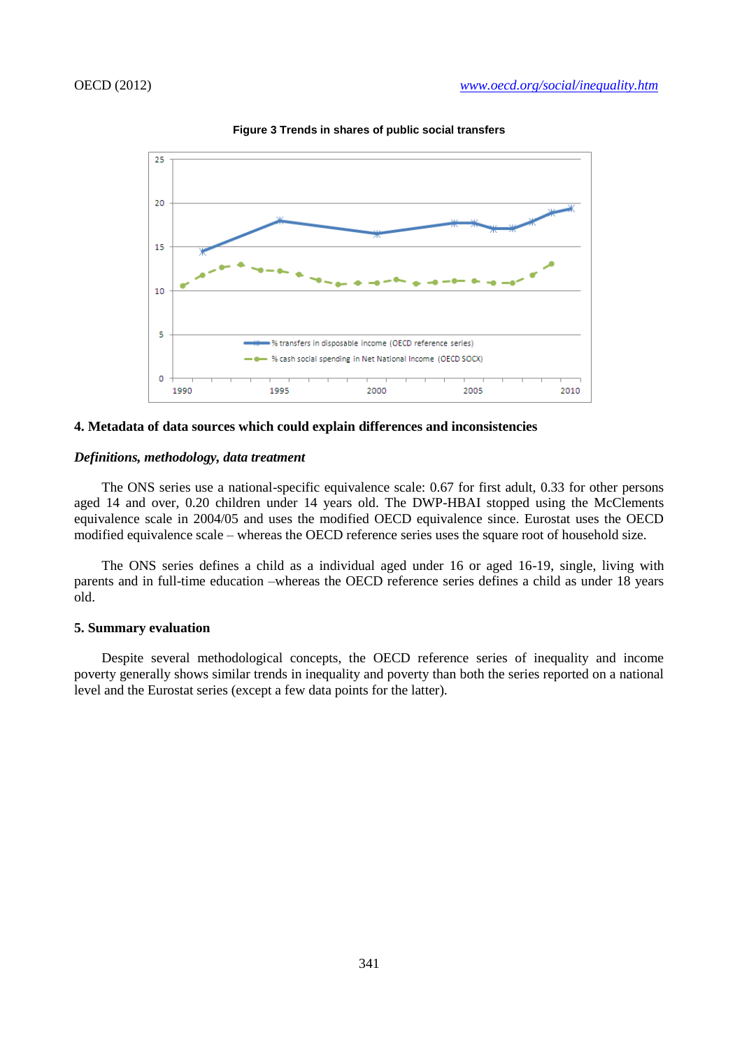**Figure 3 Trends in shares of public social transfers**

25
20
15
10
5
0
1990
1995
2000
2005
2010

% transfers in disposable income (OECD reference series)
% cash social spending in Net National Income (OECD SOCX)

### 4. Metadata of data sources which could explain differences and inconsistencies

#### *Definitions, methodology, data treatment*

The ONS series use a national-specific equivalence scale: 0.67 for first adult, 0.33 for other persons aged 14 and over, 0.20 children under 14 years old. The DWP-HBAI stopped using the McClements equivalence scale in 2004/05 and uses the modified OECD equivalence since. Eurostat uses the OECD modified equivalence scale – whereas the OECD reference series uses the square root of household size.

The ONS series defines a child as a individual aged under 16 or aged 16-19, single, living with parents and in full-time education –whereas the OECD reference series defines a child as under 18 years old.

### 5. Summary evaluation

Despite several methodological concepts, the OECD reference series of inequality and income poverty generally shows similar trends in inequality and poverty than both the series reported on a national level and the Eurostat series (except a few data points for the latter).